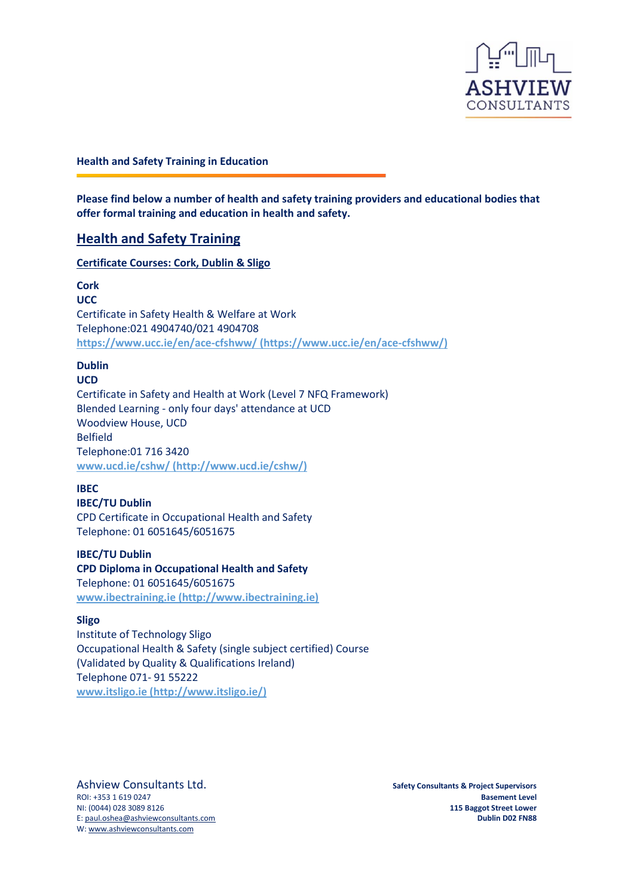**Health and Safety Training in Education**

**Please find below a number of health and safety training providers and educational bodies that offer formal training and education in health and safety.**

## Health and Safety Training

### Certificate Courses: Cork, Dublin & Sligo

**Cork**
**UCC**
Certificate in Safety Health & Welfare at Work
Telephone:021 4904740/021 4904708
[https://www.ucc.ie/en/ace-cfshww/ (https://www.ucc.ie/en/ace-cfshww/)](https://www.ucc.ie/en/ace-cfshww/)

**Dublin**
**UCD**
Certificate in Safety and Health at Work (Level 7 NFQ Framework)
Blended Learning - only four days' attendance at UCD
Woodview House, UCD
Belfield
Telephone:01 716 3420
[www.ucd.ie/cshw/ (http://www.ucd.ie/cshw/)](http://www.ucd.ie/cshw/)

**IBEC**
**IBEC/TU Dublin**
CPD Certificate in Occupational Health and Safety
Telephone: 01 6051645/6051675

**IBEC/TU Dublin**
**CPD Diploma in Occupational Health and Safety**
Telephone: 01 6051645/6051675
[www.ibectraining.ie (http://www.ibectraining.ie)](http://www.ibectraining.ie)

**Sligo**
Institute of Technology Sligo
Occupational Health & Safety (single subject certified) Course
(Validated by Quality & Qualifications Ireland)
Telephone 071- 91 55222
[www.itsligo.ie (http://www.itsligo.ie/)](http://www.itsligo.ie/)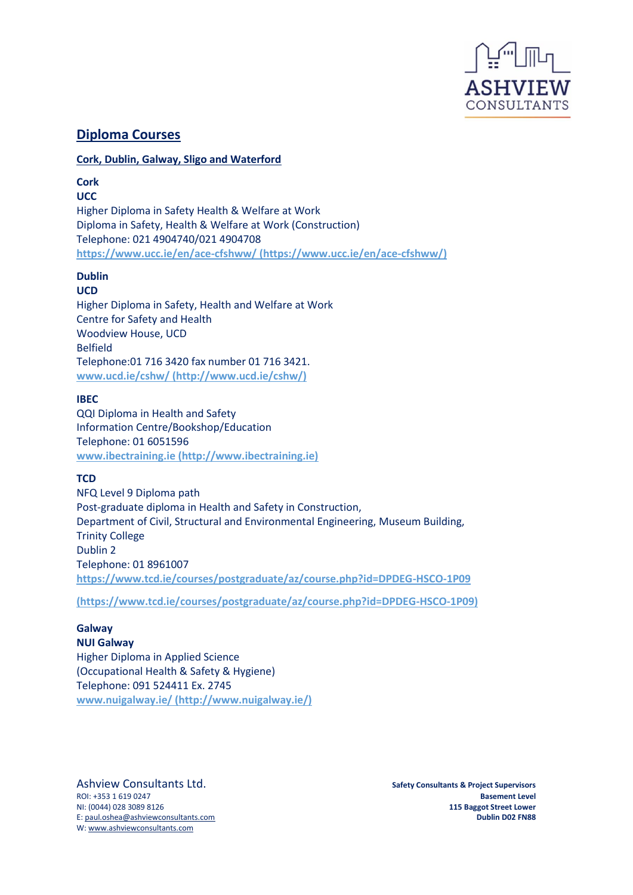## Diploma Courses

**Cork, Dublin, Galway, Sligo and Waterford**

**Cork**
**UCC**
Higher Diploma in Safety Health & Welfare at Work
Diploma in Safety, Health & Welfare at Work (Construction)
Telephone: 021 4904740/021 4904708
https://www.ucc.ie/en/ace-cfshww/ (https://www.ucc.ie/en/ace-cfshww/)

**Dublin**
**UCD**
Higher Diploma in Safety, Health and Welfare at Work
Centre for Safety and Health
Woodview House, UCD
Belfield
Telephone:01 716 3420 fax number 01 716 3421.
www.ucd.ie/cshw/ (http://www.ucd.ie/cshw/)

**IBEC**
QQI Diploma in Health and Safety
Information Centre/Bookshop/Education
Telephone: 01 6051596
www.ibectraining.ie (http://www.ibectraining.ie)

**TCD**
NFQ Level 9 Diploma path
Post-graduate diploma in Health and Safety in Construction,
Department of Civil, Structural and Environmental Engineering, Museum Building,
Trinity College
Dublin 2
Telephone: 01 8961007
https://www.tcd.ie/courses/postgraduate/az/course.php?id=DPDEG-HSCO-1P09

(https://www.tcd.ie/courses/postgraduate/az/course.php?id=DPDEG-HSCO-1P09)

**Galway**
**NUI Galway**
Higher Diploma in Applied Science
(Occupational Health & Safety & Hygiene)
Telephone: 091 524411 Ex. 2745
www.nuigalway.ie/ (http://www.nuigalway.ie/)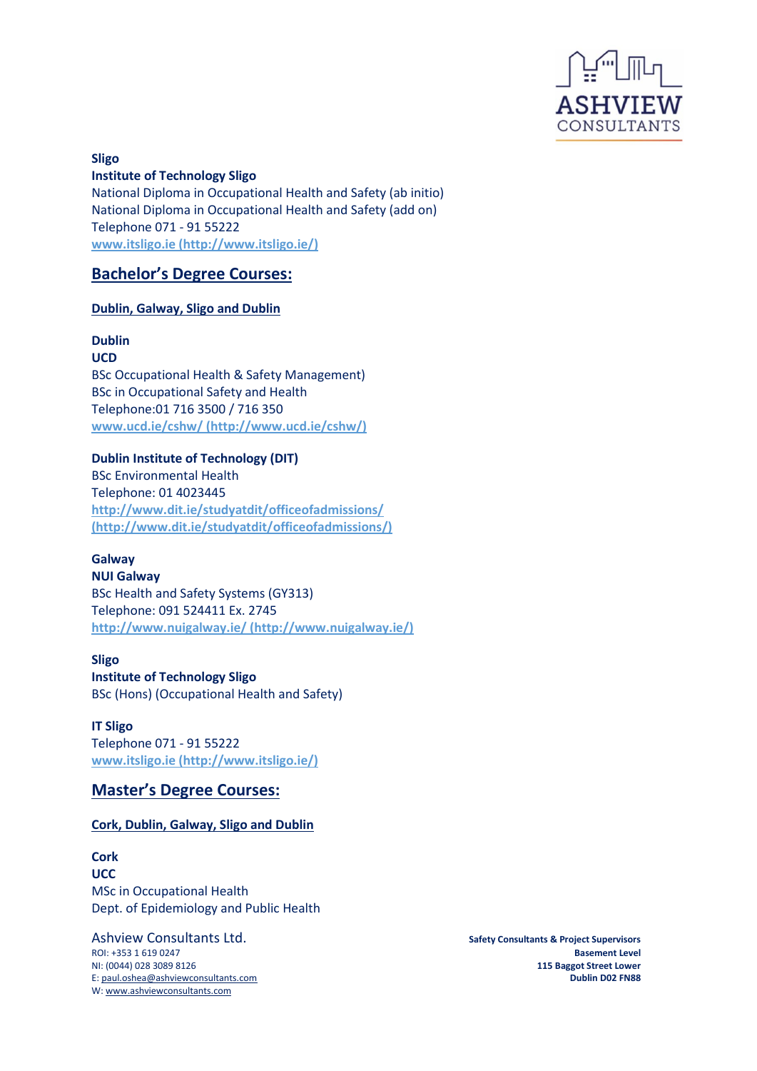**Sligo**
**Institute of Technology Sligo**
National Diploma in Occupational Health and Safety (ab initio)
National Diploma in Occupational Health and Safety (add on)
Telephone 071 - 91 55222
[www.itsligo.ie (http://www.itsligo.ie/)](http://www.itsligo.ie/)

## Bachelor's Degree Courses:

### Dublin, Galway, Sligo and Dublin

**Dublin**
**UCD**
BSc Occupational Health & Safety Management)
BSc in Occupational Safety and Health
Telephone:01 716 3500 / 716 350
[www.ucd.ie/cshw/ (http://www.ucd.ie/cshw/)](http://www.ucd.ie/cshw/)

**Dublin Institute of Technology (DIT)**
BSc Environmental Health
Telephone: 01 4023445
[http://www.dit.ie/studyatdit/officeofadmissions/ (http://www.dit.ie/studyatdit/officeofadmissions/)](http://www.dit.ie/studyatdit/officeofadmissions/)

**Galway**
**NUI Galway**
BSc Health and Safety Systems (GY313)
Telephone: 091 524411 Ex. 2745
[http://www.nuigalway.ie/ (http://www.nuigalway.ie/)](http://www.nuigalway.ie/)

**Sligo**
**Institute of Technology Sligo**
BSc (Hons) (Occupational Health and Safety)

**IT Sligo**
Telephone 071 - 91 55222
[www.itsligo.ie (http://www.itsligo.ie/)](http://www.itsligo.ie/)

## Master's Degree Courses:

### Cork, Dublin, Galway, Sligo and Dublin

**Cork**
**UCC**
MSc in Occupational Health
Dept. of Epidemiology and Public Health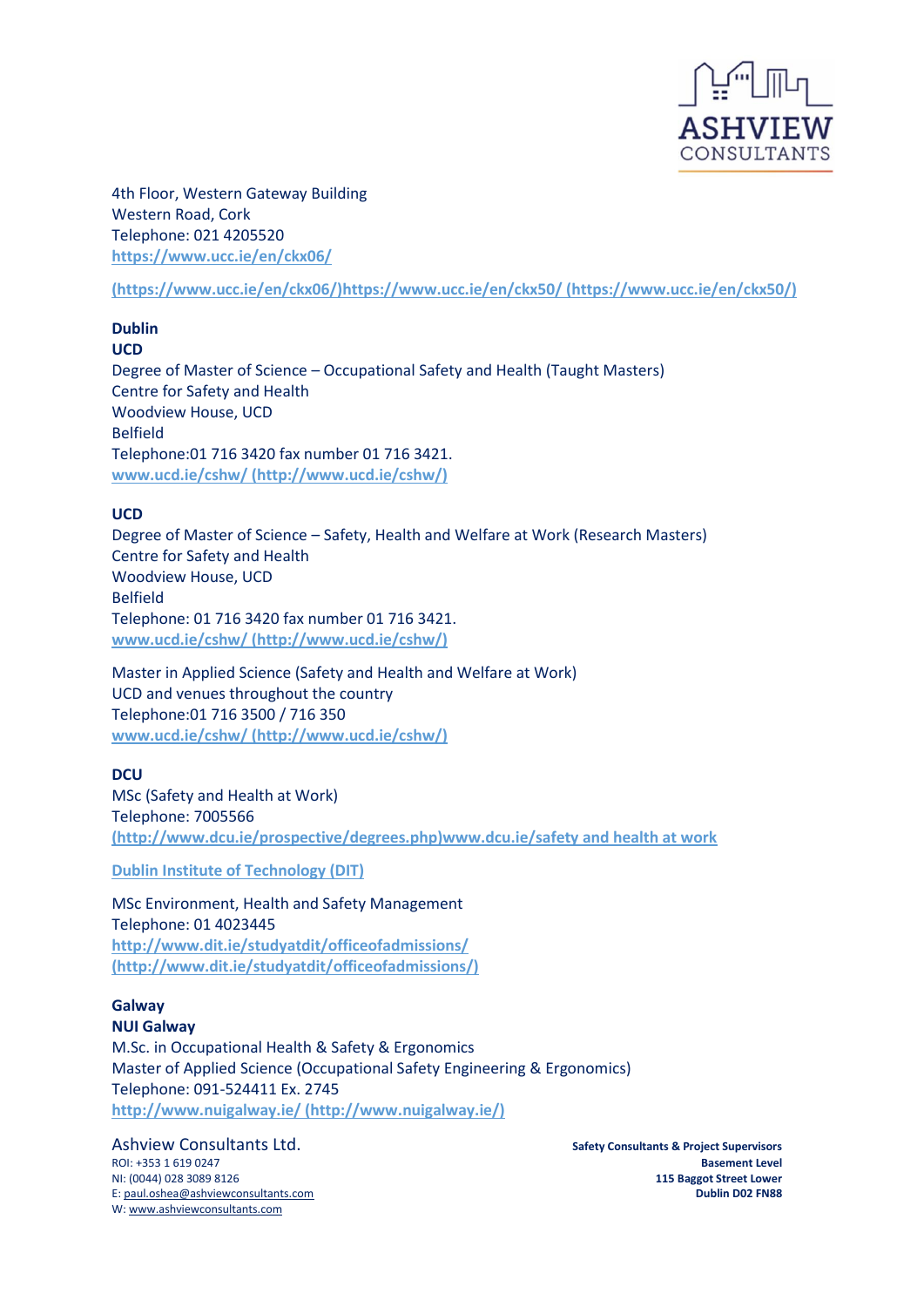4th Floor, Western Gateway Building
Western Road, Cork
Telephone: 021 4205520
[https://www.ucc.ie/en/ckx06/](https://www.ucc.ie/en/ckx06/)

[(https://www.ucc.ie/en/ckx06/)https://www.ucc.ie/en/ckx50/ (https://www.ucc.ie/en/ckx50/)](https://www.ucc.ie/en/ckx50/)

**Dublin**
**UCD**
Degree of Master of Science – Occupational Safety and Health (Taught Masters)
Centre for Safety and Health
Woodview House, UCD
Belfield
Telephone:01 716 3420 fax number 01 716 3421.
[www.ucd.ie/cshw/ (http://www.ucd.ie/cshw/)](http://www.ucd.ie/cshw/)

**UCD**
Degree of Master of Science – Safety, Health and Welfare at Work (Research Masters)
Centre for Safety and Health
Woodview House, UCD
Belfield
Telephone: 01 716 3420 fax number 01 716 3421.
[www.ucd.ie/cshw/ (http://www.ucd.ie/cshw/)](http://www.ucd.ie/cshw/)

Master in Applied Science (Safety and Health and Welfare at Work)
UCD and venues throughout the country
Telephone:01 716 3500 / 716 350
[www.ucd.ie/cshw/ (http://www.ucd.ie/cshw/)](http://www.ucd.ie/cshw/)

**DCU**
MSc (Safety and Health at Work)
Telephone: 7005566
[(http://www.dcu.ie/prospective/degrees.php)www.dcu.ie/safety and health at work](http://www.dcu.ie/prospective/degrees.php)

[Dublin Institute of Technology (DIT)]()

MSc Environment, Health and Safety Management
Telephone: 01 4023445
[http://www.dit.ie/studyatdit/officeofadmissions/ (http://www.dit.ie/studyatdit/officeofadmissions/)](http://www.dit.ie/studyatdit/officeofadmissions/)

**Galway**
**NUI Galway**
M.Sc. in Occupational Health & Safety & Ergonomics
Master of Applied Science (Occupational Safety Engineering & Ergonomics)
Telephone: 091-524411 Ex. 2745
[http://www.nuigalway.ie/ (http://www.nuigalway.ie/)](http://www.nuigalway.ie/)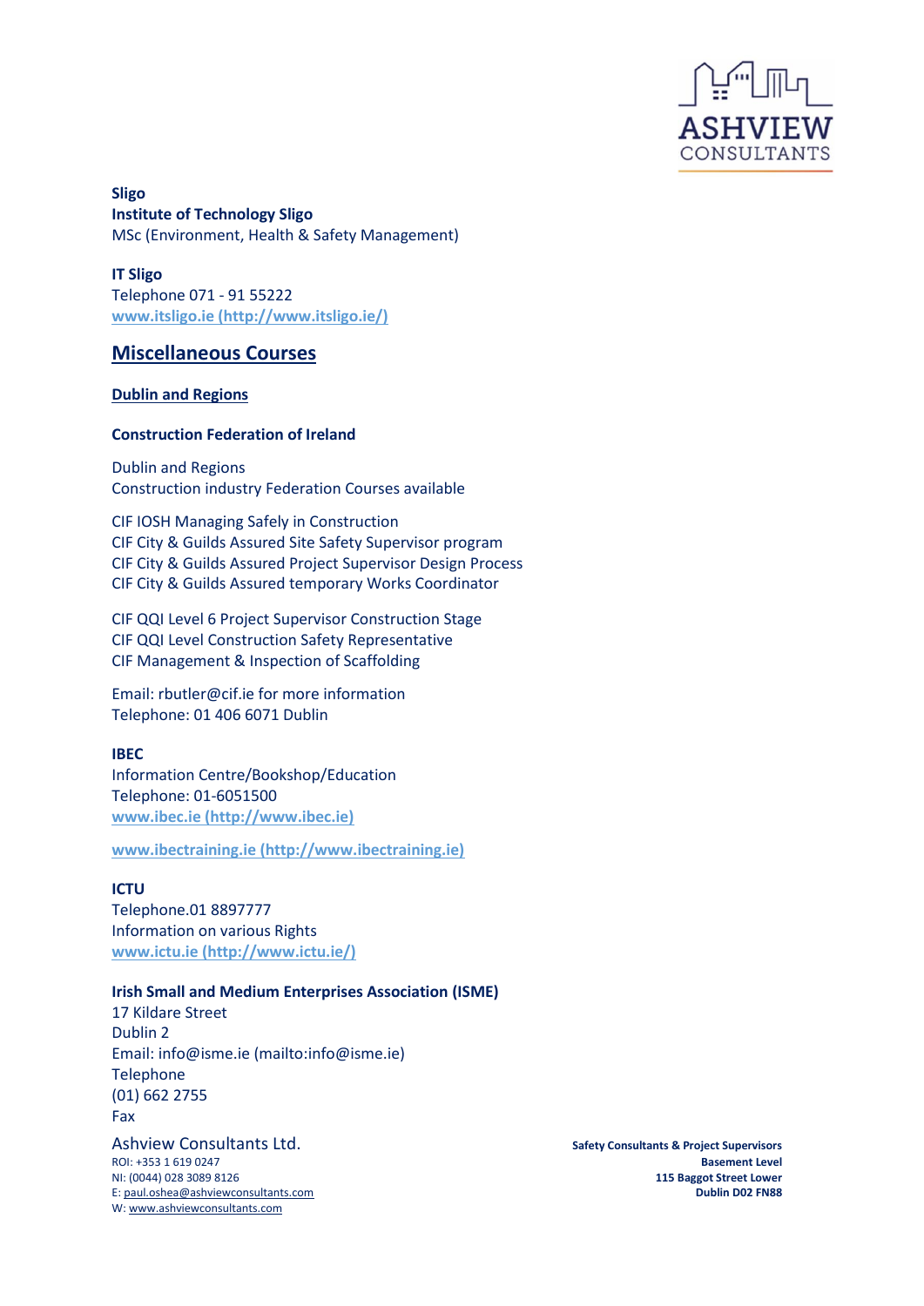**Sligo**
**Institute of Technology Sligo**
MSc (Environment, Health & Safety Management)

**IT Sligo**
Telephone 071 - 91 55222
[www.itsligo.ie (http://www.itsligo.ie/)](http://www.itsligo.ie/)

## Miscellaneous Courses

### Dublin and Regions

**Construction Federation of Ireland**

Dublin and Regions
Construction industry Federation Courses available

CIF IOSH Managing Safely in Construction
CIF City & Guilds Assured Site Safety Supervisor program
CIF City & Guilds Assured Project Supervisor Design Process
CIF City & Guilds Assured temporary Works Coordinator

CIF QQI Level 6 Project Supervisor Construction Stage
CIF QQI Level Construction Safety Representative
CIF Management & Inspection of Scaffolding

Email: rbutler@cif.ie for more information
Telephone: 01 406 6071 Dublin

**IBEC**
Information Centre/Bookshop/Education
Telephone: 01-6051500
[www.ibec.ie (http://www.ibec.ie)](http://www.ibec.ie)

[www.ibectraining.ie (http://www.ibectraining.ie)](http://www.ibectraining.ie)

**ICTU**
Telephone.01 8897777
Information on various Rights
[www.ictu.ie (http://www.ictu.ie/)](http://www.ictu.ie/)

**Irish Small and Medium Enterprises Association (ISME)**
17 Kildare Street
Dublin 2
Email: info@isme.ie (mailto:info@isme.ie)
Telephone
(01) 662 2755
Fax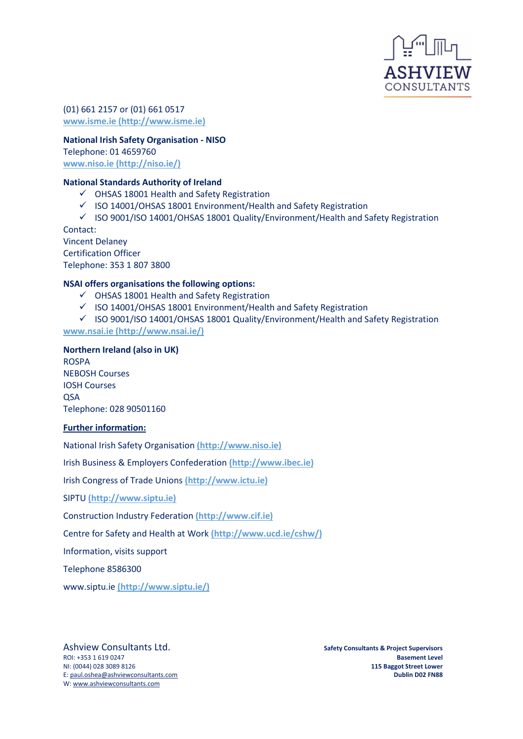(01) 661 2157 or (01) 661 0517
www.isme.ie (http://www.isme.ie)

**National Irish Safety Organisation - NISO**
Telephone: 01 4659760
www.niso.ie (http://niso.ie/)

**National Standards Authority of Ireland**

- ✓ OHSAS 18001 Health and Safety Registration
- ✓ ISO 14001/OHSAS 18001 Environment/Health and Safety Registration
- ✓ ISO 9001/ISO 14001/OHSAS 18001 Quality/Environment/Health and Safety Registration

Contact:
Vincent Delaney
Certification Officer
Telephone: 353 1 807 3800

**NSAI offers organisations the following options:**

- ✓ OHSAS 18001 Health and Safety Registration
- ✓ ISO 14001/OHSAS 18001 Environment/Health and Safety Registration
- ✓ ISO 9001/ISO 14001/OHSAS 18001 Quality/Environment/Health and Safety Registration

www.nsai.ie (http://www.nsai.ie/)

**Northern Ireland (also in UK)**
ROSPA
NEBOSH Courses
IOSH Courses
QSA
Telephone: 028 90501160

**Further information:**

National Irish Safety Organisation (http://www.niso.ie)

Irish Business & Employers Confederation (http://www.ibec.ie)

Irish Congress of Trade Unions (http://www.ictu.ie)

SIPTU (http://www.siptu.ie)

Construction Industry Federation (http://www.cif.ie)

Centre for Safety and Health at Work (http://www.ucd.ie/cshw/)

Information, visits support

Telephone 8586300

www.siptu.ie (http://www.siptu.ie/)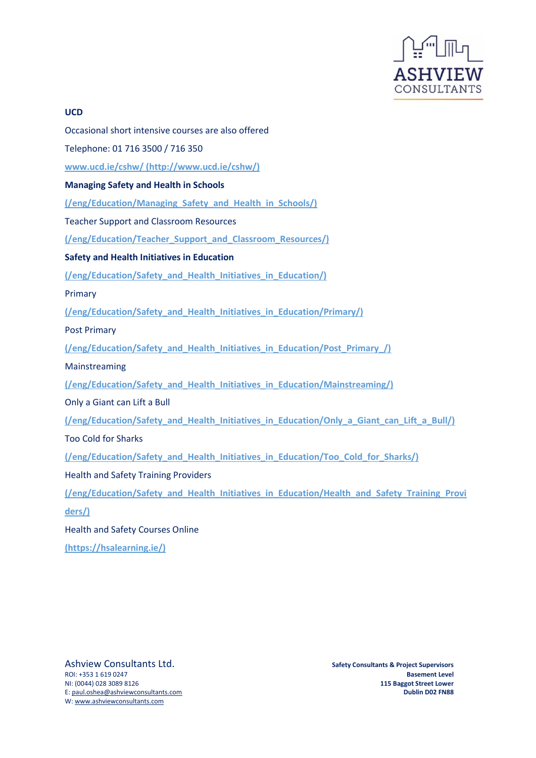**UCD**

Occasional short intensive courses are also offered

Telephone: 01 716 3500 / 716 350

www.ucd.ie/cshw/ (http://www.ucd.ie/cshw/)

**Managing Safety and Health in Schools**

(/eng/Education/Managing_Safety_and_Health_in_Schools/)

Teacher Support and Classroom Resources

(/eng/Education/Teacher_Support_and_Classroom_Resources/)

**Safety and Health Initiatives in Education**

(/eng/Education/Safety_and_Health_Initiatives_in_Education/)

Primary

(/eng/Education/Safety_and_Health_Initiatives_in_Education/Primary/)

Post Primary

(/eng/Education/Safety_and_Health_Initiatives_in_Education/Post_Primary_/)

Mainstreaming

(/eng/Education/Safety_and_Health_Initiatives_in_Education/Mainstreaming/)

Only a Giant can Lift a Bull

(/eng/Education/Safety_and_Health_Initiatives_in_Education/Only_a_Giant_can_Lift_a_Bull/)

Too Cold for Sharks

(/eng/Education/Safety_and_Health_Initiatives_in_Education/Too_Cold_for_Sharks/)

Health and Safety Training Providers

(/eng/Education/Safety_and_Health_Initiatives_in_Education/Health_and_Safety_Training_Providers/)

Health and Safety Courses Online

(https://hsalearning.ie/)